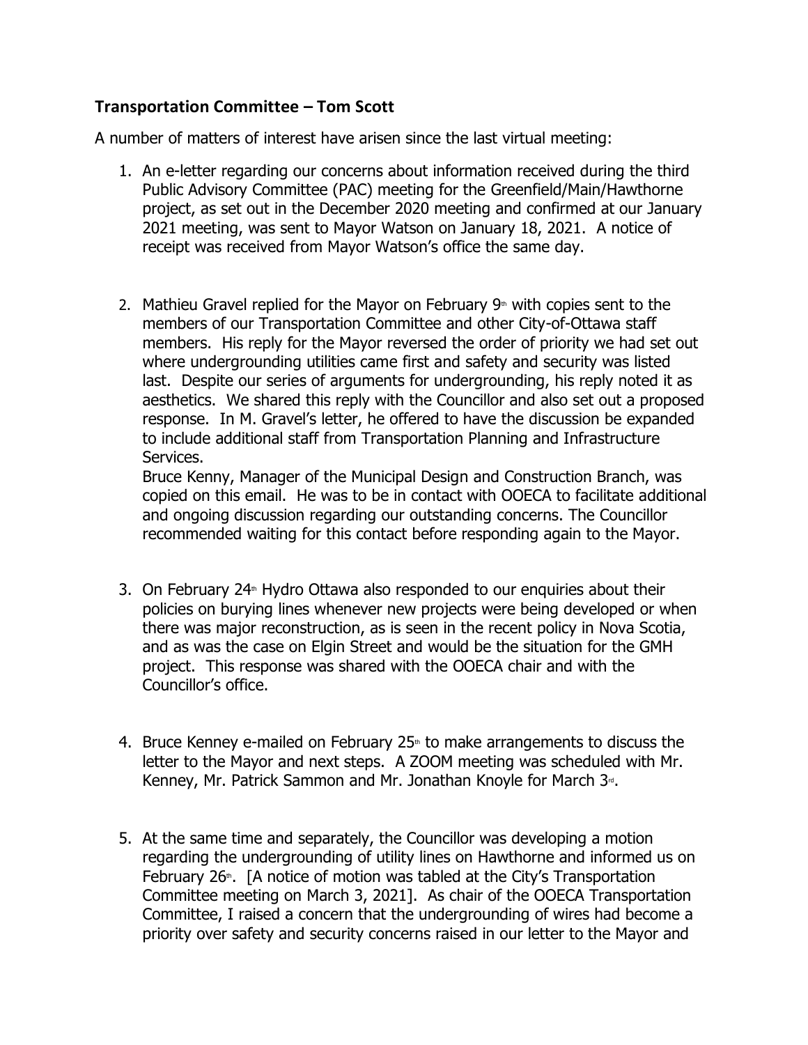## **Transportation Committee – Tom Scott**

A number of matters of interest have arisen since the last virtual meeting:

1. An e-letter regarding our concerns about information received during the third Public Advisory Committee (PAC) meeting for the Greenfield/Main/Hawthorne project, as set out in the December 2020 meeting and confirmed at our January 2021 meeting, was sent to Mayor Watson on January 18, 2021. A notice of receipt was received from Mayor Watson's office the same day.

2. Mathieu Gravel replied for the Mayor on February 9th with copies sent to the members of our Transportation Committee and other City-of-Ottawa staff members. His reply for the Mayor reversed the order of priority we had set out where undergrounding utilities came first and safety and security was listed last. Despite our series of arguments for undergrounding, his reply noted it as aesthetics. We shared this reply with the Councillor and also set out a proposed response. In M. Gravel's letter, he offered to have the discussion be expanded to include additional staff from Transportation Planning and Infrastructure Services.
   Bruce Kenny, Manager of the Municipal Design and Construction Branch, was copied on this email. He was to be in contact with OOECA to facilitate additional and ongoing discussion regarding our outstanding concerns. The Councillor recommended waiting for this contact before responding again to the Mayor.

3. On February 24th Hydro Ottawa also responded to our enquiries about their policies on burying lines whenever new projects were being developed or when there was major reconstruction, as is seen in the recent policy in Nova Scotia, and as was the case on Elgin Street and would be the situation for the GMH project. This response was shared with the OOECA chair and with the Councillor's office.

4. Bruce Kenney e-mailed on February 25th to make arrangements to discuss the letter to the Mayor and next steps. A ZOOM meeting was scheduled with Mr. Kenney, Mr. Patrick Sammon and Mr. Jonathan Knoyle for March 3rd.

5. At the same time and separately, the Councillor was developing a motion regarding the undergrounding of utility lines on Hawthorne and informed us on February 26th. [A notice of motion was tabled at the City's Transportation Committee meeting on March 3, 2021]. As chair of the OOECA Transportation Committee, I raised a concern that the undergrounding of wires had become a priority over safety and security concerns raised in our letter to the Mayor and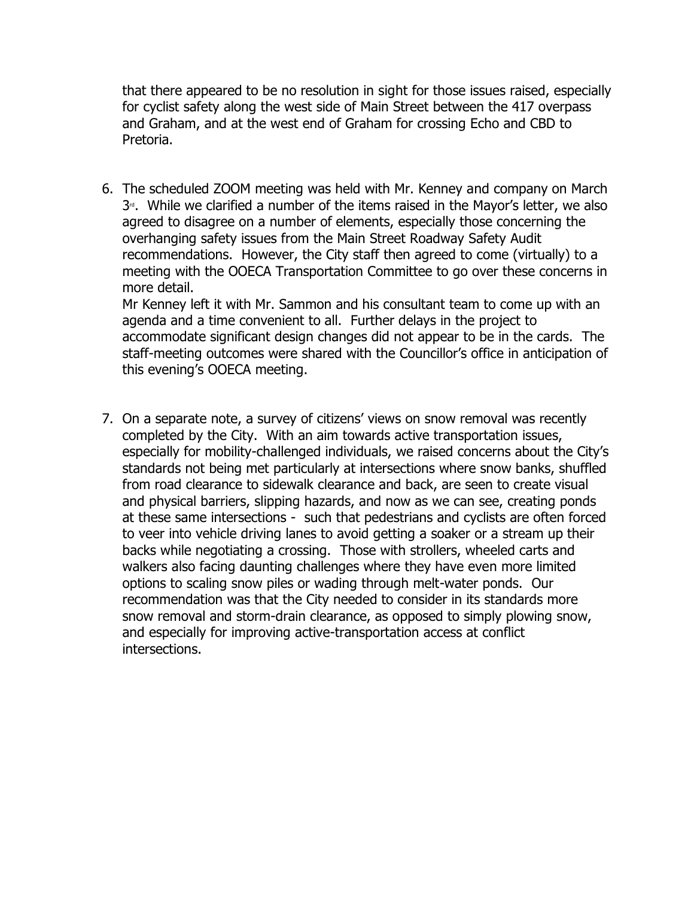that there appeared to be no resolution in sight for those issues raised, especially for cyclist safety along the west side of Main Street between the 417 overpass and Graham, and at the west end of Graham for crossing Echo and CBD to Pretoria.

6. The scheduled ZOOM meeting was held with Mr. Kenney and company on March 3rd. While we clarified a number of the items raised in the Mayor's letter, we also agreed to disagree on a number of elements, especially those concerning the overhanging safety issues from the Main Street Roadway Safety Audit recommendations. However, the City staff then agreed to come (virtually) to a meeting with the OOECA Transportation Committee to go over these concerns in more detail.
   Mr Kenney left it with Mr. Sammon and his consultant team to come up with an agenda and a time convenient to all. Further delays in the project to accommodate significant design changes did not appear to be in the cards. The staff-meeting outcomes were shared with the Councillor's office in anticipation of this evening's OOECA meeting.

7. On a separate note, a survey of citizens' views on snow removal was recently completed by the City. With an aim towards active transportation issues, especially for mobility-challenged individuals, we raised concerns about the City's standards not being met particularly at intersections where snow banks, shuffled from road clearance to sidewalk clearance and back, are seen to create visual and physical barriers, slipping hazards, and now as we can see, creating ponds at these same intersections - such that pedestrians and cyclists are often forced to veer into vehicle driving lanes to avoid getting a soaker or a stream up their backs while negotiating a crossing. Those with strollers, wheeled carts and walkers also facing daunting challenges where they have even more limited options to scaling snow piles or wading through melt-water ponds. Our recommendation was that the City needed to consider in its standards more snow removal and storm-drain clearance, as opposed to simply plowing snow, and especially for improving active-transportation access at conflict intersections.